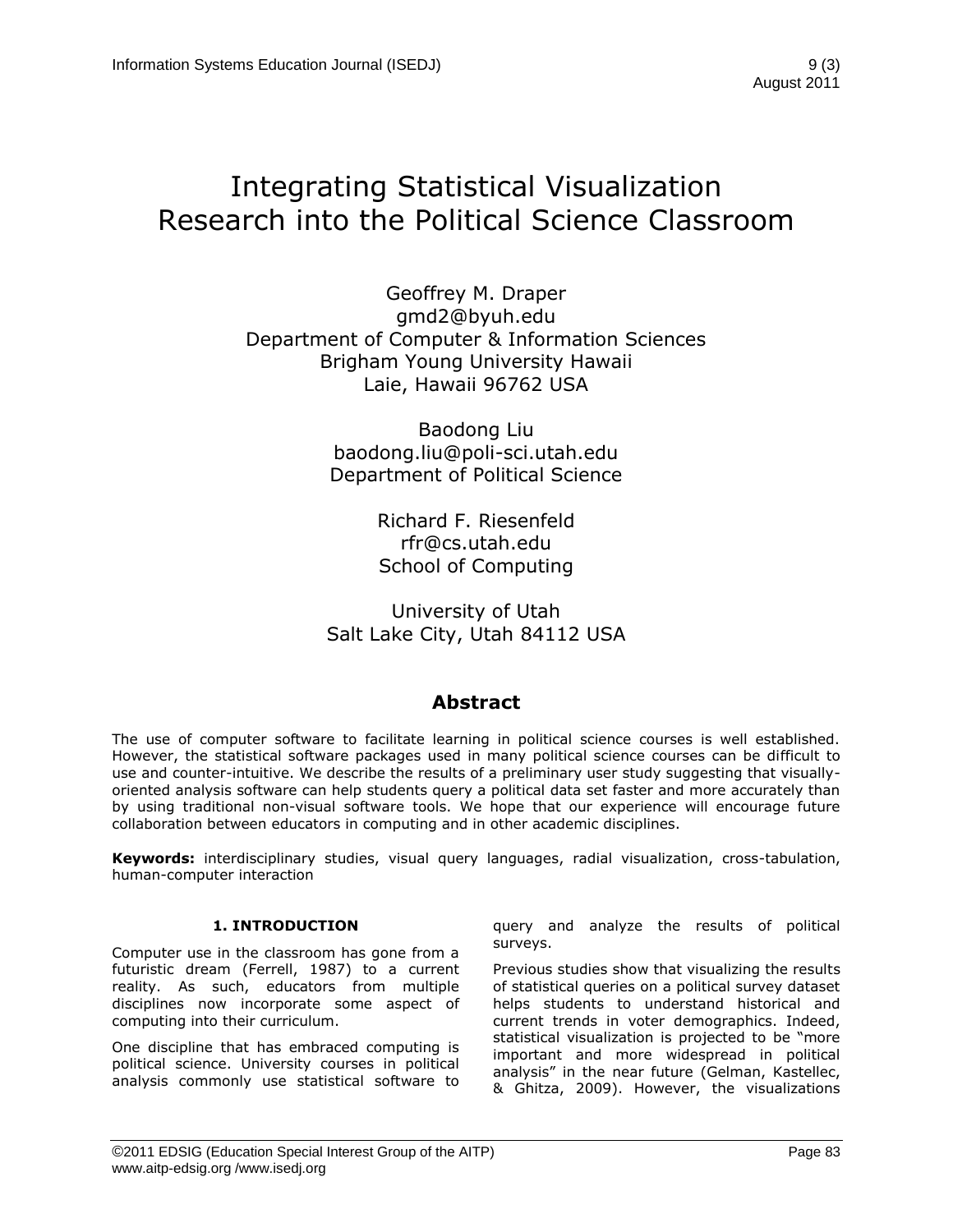# Integrating Statistical Visualization Research into the Political Science Classroom

Geoffrey M. Draper
gmd2@byuh.edu
Department of Computer & Information Sciences
Brigham Young University Hawaii
Laie, Hawaii 96762 USA

Baodong Liu
baodong.liu@poli-sci.utah.edu
Department of Political Science

Richard F. Riesenfeld
rfr@cs.utah.edu
School of Computing

University of Utah
Salt Lake City, Utah 84112 USA

## Abstract

The use of computer software to facilitate learning in political science courses is well established. However, the statistical software packages used in many political science courses can be difficult to use and counter-intuitive. We describe the results of a preliminary user study suggesting that visually-oriented analysis software can help students query a political data set faster and more accurately than by using traditional non-visual software tools. We hope that our experience will encourage future collaboration between educators in computing and in other academic disciplines.

**Keywords:** interdisciplinary studies, visual query languages, radial visualization, cross-tabulation, human-computer interaction

## 1. INTRODUCTION

Computer use in the classroom has gone from a futuristic dream (Ferrell, 1987) to a current reality. As such, educators from multiple disciplines now incorporate some aspect of computing into their curriculum.

One discipline that has embraced computing is political science. University courses in political analysis commonly use statistical software to query and analyze the results of political surveys.

Previous studies show that visualizing the results of statistical queries on a political survey dataset helps students to understand historical and current trends in voter demographics. Indeed, statistical visualization is projected to be "more important and more widespread in political analysis" in the near future (Gelman, Kastellec, & Ghitza, 2009). However, the visualizations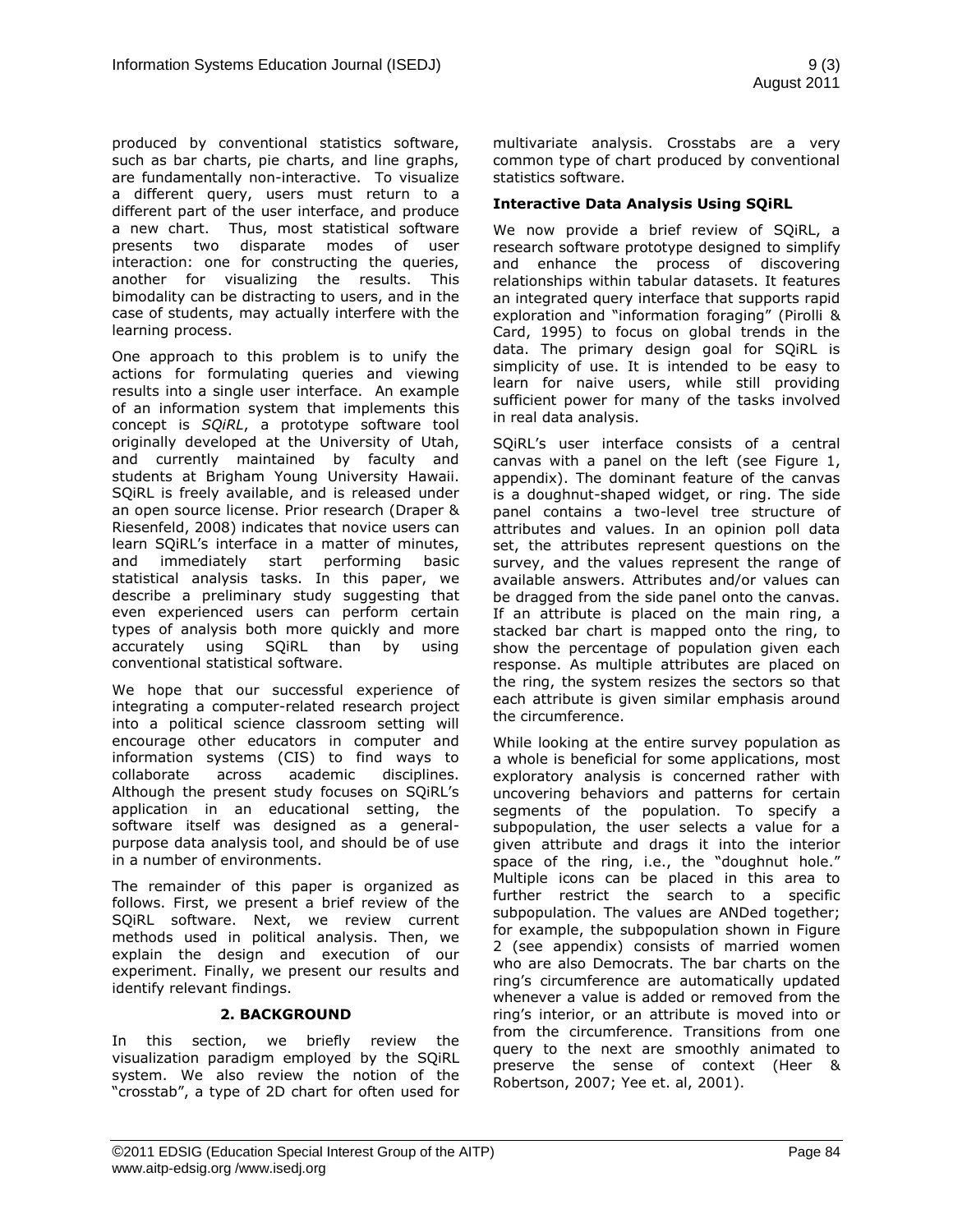produced by conventional statistics software, such as bar charts, pie charts, and line graphs, are fundamentally non-interactive. To visualize a different query, users must return to a different part of the user interface, and produce a new chart. Thus, most statistical software presents two disparate modes of user interaction: one for constructing the queries, another for visualizing the results. This bimodality can be distracting to users, and in the case of students, may actually interfere with the learning process.

One approach to this problem is to unify the actions for formulating queries and viewing results into a single user interface. An example of an information system that implements this concept is *SQiRL*, a prototype software tool originally developed at the University of Utah, and currently maintained by faculty and students at Brigham Young University Hawaii. SQiRL is freely available, and is released under an open source license. Prior research (Draper & Riesenfeld, 2008) indicates that novice users can learn SQiRL's interface in a matter of minutes, and immediately start performing basic statistical analysis tasks. In this paper, we describe a preliminary study suggesting that even experienced users can perform certain types of analysis both more quickly and more accurately using SQiRL than by using conventional statistical software.

We hope that our successful experience of integrating a computer-related research project into a political science classroom setting will encourage other educators in computer and information systems (CIS) to find ways to collaborate across academic disciplines. Although the present study focuses on SQiRL's application in an educational setting, the software itself was designed as a general-purpose data analysis tool, and should be of use in a number of environments.

The remainder of this paper is organized as follows. First, we present a brief review of the SQiRL software. Next, we review current methods used in political analysis. Then, we explain the design and execution of our experiment. Finally, we present our results and identify relevant findings.

## 2. BACKGROUND

In this section, we briefly review the visualization paradigm employed by the SQiRL system. We also review the notion of the "crosstab", a type of 2D chart for often used for multivariate analysis. Crosstabs are a very common type of chart produced by conventional statistics software.

### Interactive Data Analysis Using SQiRL

We now provide a brief review of SQiRL, a research software prototype designed to simplify and enhance the process of discovering relationships within tabular datasets. It features an integrated query interface that supports rapid exploration and "information foraging" (Pirolli & Card, 1995) to focus on global trends in the data. The primary design goal for SQiRL is simplicity of use. It is intended to be easy to learn for naive users, while still providing sufficient power for many of the tasks involved in real data analysis.

SQiRL's user interface consists of a central canvas with a panel on the left (see Figure 1, appendix). The dominant feature of the canvas is a doughnut-shaped widget, or ring. The side panel contains a two-level tree structure of attributes and values. In an opinion poll data set, the attributes represent questions on the survey, and the values represent the range of available answers. Attributes and/or values can be dragged from the side panel onto the canvas. If an attribute is placed on the main ring, a stacked bar chart is mapped onto the ring, to show the percentage of population given each response. As multiple attributes are placed on the ring, the system resizes the sectors so that each attribute is given similar emphasis around the circumference.

While looking at the entire survey population as a whole is beneficial for some applications, most exploratory analysis is concerned rather with uncovering behaviors and patterns for certain segments of the population. To specify a subpopulation, the user selects a value for a given attribute and drags it into the interior space of the ring, i.e., the "doughnut hole." Multiple icons can be placed in this area to further restrict the search to a specific subpopulation. The values are ANDed together; for example, the subpopulation shown in Figure 2 (see appendix) consists of married women who are also Democrats. The bar charts on the ring's circumference are automatically updated whenever a value is added or removed from the ring's interior, or an attribute is moved into or from the circumference. Transitions from one query to the next are smoothly animated to preserve the sense of context (Heer & Robertson, 2007; Yee et. al, 2001).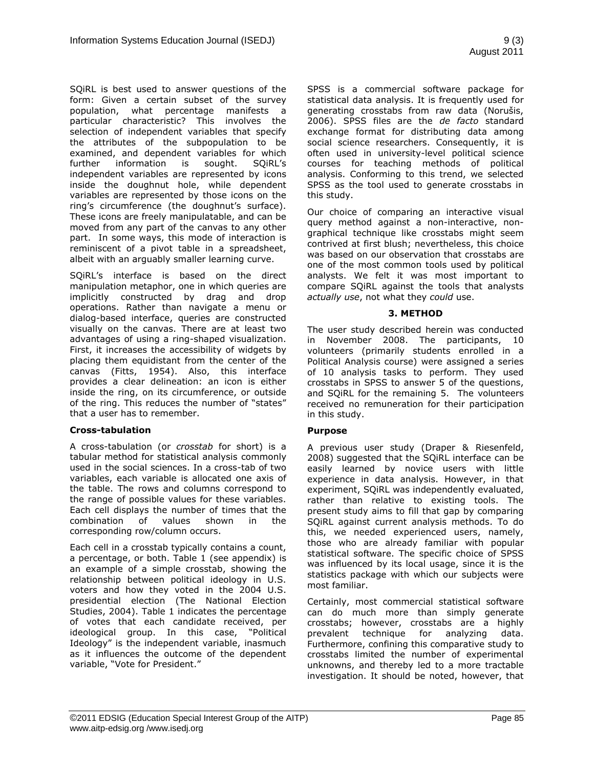SQiRL is best used to answer questions of the form: Given a certain subset of the survey population, what percentage manifests a particular characteristic? This involves the selection of independent variables that specify the attributes of the subpopulation to be examined, and dependent variables for which further information is sought. SQiRL's independent variables are represented by icons inside the doughnut hole, while dependent variables are represented by those icons on the ring's circumference (the doughnut's surface). These icons are freely manipulatable, and can be moved from any part of the canvas to any other part. In some ways, this mode of interaction is reminiscent of a pivot table in a spreadsheet, albeit with an arguably smaller learning curve.

SQiRL's interface is based on the direct manipulation metaphor, one in which queries are implicitly constructed by drag and drop operations. Rather than navigate a menu or dialog-based interface, queries are constructed visually on the canvas. There are at least two advantages of using a ring-shaped visualization. First, it increases the accessibility of widgets by placing them equidistant from the center of the canvas (Fitts, 1954). Also, this interface provides a clear delineation: an icon is either inside the ring, on its circumference, or outside of the ring. This reduces the number of "states" that a user has to remember.

### Cross-tabulation

A cross-tabulation (or *crosstab* for short) is a tabular method for statistical analysis commonly used in the social sciences. In a cross-tab of two variables, each variable is allocated one axis of the table. The rows and columns correspond to the range of possible values for these variables. Each cell displays the number of times that the combination of values shown in the corresponding row/column occurs.

Each cell in a crosstab typically contains a count, a percentage, or both. Table 1 (see appendix) is an example of a simple crosstab, showing the relationship between political ideology in U.S. voters and how they voted in the 2004 U.S. presidential election (The National Election Studies, 2004). Table 1 indicates the percentage of votes that each candidate received, per ideological group. In this case, "Political Ideology" is the independent variable, inasmuch as it influences the outcome of the dependent variable, "Vote for President."

SPSS is a commercial software package for statistical data analysis. It is frequently used for generating crosstabs from raw data (Norušis, 2006). SPSS files are the *de facto* standard exchange format for distributing data among social science researchers. Consequently, it is often used in university-level political science courses for teaching methods of political analysis. Conforming to this trend, we selected SPSS as the tool used to generate crosstabs in this study.

Our choice of comparing an interactive visual query method against a non-interactive, non-graphical technique like crosstabs might seem contrived at first blush; nevertheless, this choice was based on our observation that crosstabs are one of the most common tools used by political analysts. We felt it was most important to compare SQiRL against the tools that analysts *actually use*, not what they *could* use.

## 3. METHOD

The user study described herein was conducted in November 2008. The participants, 10 volunteers (primarily students enrolled in a Political Analysis course) were assigned a series of 10 analysis tasks to perform. They used crosstabs in SPSS to answer 5 of the questions, and SQiRL for the remaining 5. The volunteers received no remuneration for their participation in this study.

### Purpose

A previous user study (Draper & Riesenfeld, 2008) suggested that the SQiRL interface can be easily learned by novice users with little experience in data analysis. However, in that experiment, SQiRL was independently evaluated, rather than relative to existing tools. The present study aims to fill that gap by comparing SQiRL against current analysis methods. To do this, we needed experienced users, namely, those who are already familiar with popular statistical software. The specific choice of SPSS was influenced by its local usage, since it is the statistics package with which our subjects were most familiar.

Certainly, most commercial statistical software can do much more than simply generate crosstabs; however, crosstabs are a highly prevalent technique for analyzing data. Furthermore, confining this comparative study to crosstabs limited the number of experimental unknowns, and thereby led to a more tractable investigation. It should be noted, however, that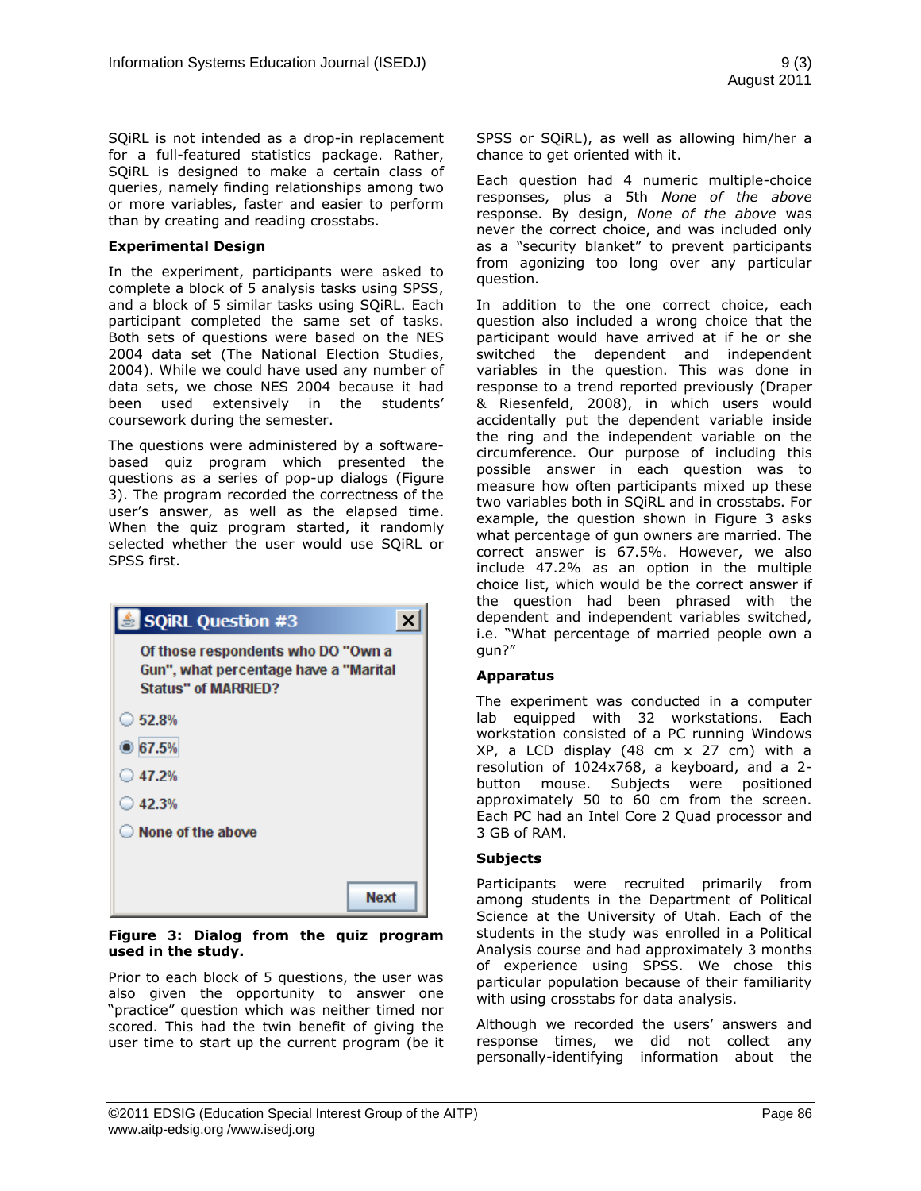SQiRL is not intended as a drop-in replacement for a full-featured statistics package. Rather, SQiRL is designed to make a certain class of queries, namely finding relationships among two or more variables, faster and easier to perform than by creating and reading crosstabs.

**Experimental Design**

In the experiment, participants were asked to complete a block of 5 analysis tasks using SPSS, and a block of 5 similar tasks using SQiRL. Each participant completed the same set of tasks. Both sets of questions were based on the NES 2004 data set (The National Election Studies, 2004). While we could have used any number of data sets, we chose NES 2004 because it had been used extensively in the students' coursework during the semester.

The questions were administered by a software-based quiz program which presented the questions as a series of pop-up dialogs (Figure 3). The program recorded the correctness of the user's answer, as well as the elapsed time. When the quiz program started, it randomly selected whether the user would use SQiRL or SPSS first.

**Figure 3: Dialog from the quiz program used in the study.**

Prior to each block of 5 questions, the user was also given the opportunity to answer one "practice" question which was neither timed nor scored. This had the twin benefit of giving the user time to start up the current program (be it SPSS or SQiRL), as well as allowing him/her a chance to get oriented with it.

Each question had 4 numeric multiple-choice responses, plus a 5th *None of the above* response. By design, *None of the above* was never the correct choice, and was included only as a "security blanket" to prevent participants from agonizing too long over any particular question.

In addition to the one correct choice, each question also included a wrong choice that the participant would have arrived at if he or she switched the dependent and independent variables in the question. This was done in response to a trend reported previously (Draper & Riesenfeld, 2008), in which users would accidentally put the dependent variable inside the ring and the independent variable on the circumference. Our purpose of including this possible answer in each question was to measure how often participants mixed up these two variables both in SQiRL and in crosstabs. For example, the question shown in Figure 3 asks what percentage of gun owners are married. The correct answer is 67.5%. However, we also include 47.2% as an option in the multiple choice list, which would be the correct answer if the question had been phrased with the dependent and independent variables switched, i.e. "What percentage of married people own a gun?"

**Apparatus**

The experiment was conducted in a computer lab equipped with 32 workstations. Each workstation consisted of a PC running Windows XP, a LCD display (48 cm x 27 cm) with a resolution of 1024x768, a keyboard, and a 2-button mouse. Subjects were positioned approximately 50 to 60 cm from the screen. Each PC had an Intel Core 2 Quad processor and 3 GB of RAM.

**Subjects**

Participants were recruited primarily from among students in the Department of Political Science at the University of Utah. Each of the students in the study was enrolled in a Political Analysis course and had approximately 3 months of experience using SPSS. We chose this particular population because of their familiarity with using crosstabs for data analysis.

Although we recorded the users' answers and response times, we did not collect any personally-identifying information about the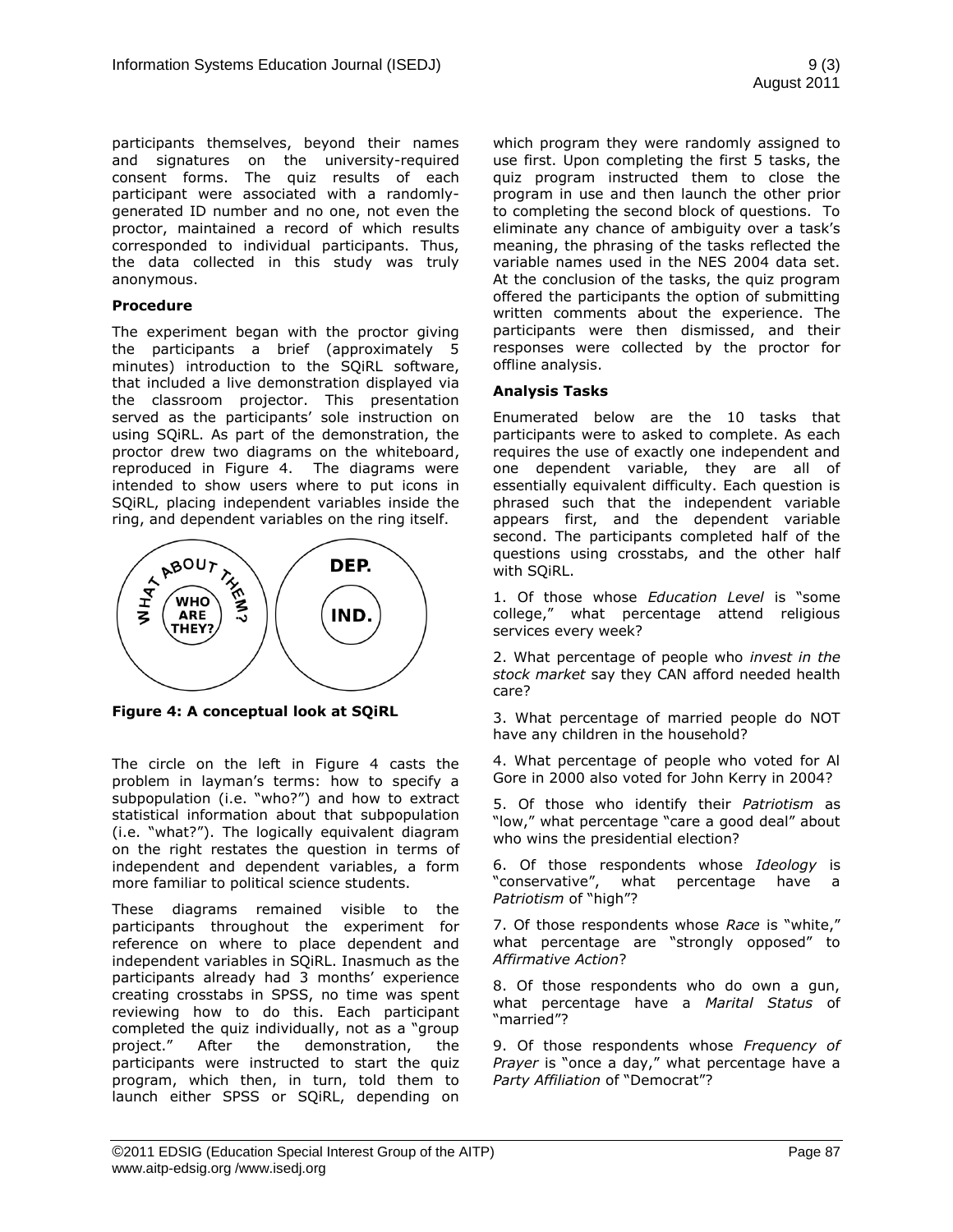participants themselves, beyond their names and signatures on the university-required consent forms. The quiz results of each participant were associated with a randomly-generated ID number and no one, not even the proctor, maintained a record of which results corresponded to individual participants. Thus, the data collected in this study was truly anonymous.

**Procedure**

The experiment began with the proctor giving the participants a brief (approximately 5 minutes) introduction to the SQiRL software, that included a live demonstration displayed via the classroom projector. This presentation served as the participants' sole instruction on using SQiRL. As part of the demonstration, the proctor drew two diagrams on the whiteboard, reproduced in Figure 4. The diagrams were intended to show users where to put icons in SQiRL, placing independent variables inside the ring, and dependent variables on the ring itself.

**Figure 4: A conceptual look at SQiRL**

The circle on the left in Figure 4 casts the problem in layman's terms: how to specify a subpopulation (i.e. "who?") and how to extract statistical information about that subpopulation (i.e. "what?"). The logically equivalent diagram on the right restates the question in terms of independent and dependent variables, a form more familiar to political science students.

These diagrams remained visible to the participants throughout the experiment for reference on where to place dependent and independent variables in SQiRL. Inasmuch as the participants already had 3 months' experience creating crosstabs in SPSS, no time was spent reviewing how to do this. Each participant completed the quiz individually, not as a "group project." After the demonstration, the participants were instructed to start the quiz program, which then, in turn, told them to launch either SPSS or SQiRL, depending on which program they were randomly assigned to use first. Upon completing the first 5 tasks, the quiz program instructed them to close the program in use and then launch the other prior to completing the second block of questions. To eliminate any chance of ambiguity over a task's meaning, the phrasing of the tasks reflected the variable names used in the NES 2004 data set. At the conclusion of the tasks, the quiz program offered the participants the option of submitting written comments about the experience. The participants were then dismissed, and their responses were collected by the proctor for offline analysis.

**Analysis Tasks**

Enumerated below are the 10 tasks that participants were to asked to complete. As each requires the use of exactly one independent and one dependent variable, they are all of essentially equivalent difficulty. Each question is phrased such that the independent variable appears first, and the dependent variable second. The participants completed half of the questions using crosstabs, and the other half with SQiRL.

1. Of those whose *Education Level* is "some college," what percentage attend religious services every week?

2. What percentage of people who *invest in the stock market* say they CAN afford needed health care?

3. What percentage of married people do NOT have any children in the household?

4. What percentage of people who voted for Al Gore in 2000 also voted for John Kerry in 2004?

5. Of those who identify their *Patriotism* as "low," what percentage "care a good deal" about who wins the presidential election?

6. Of those respondents whose *Ideology* is "conservative", what percentage have a *Patriotism* of "high"?

7. Of those respondents whose *Race* is "white," what percentage are "strongly opposed" to *Affirmative Action*?

8. Of those respondents who do own a gun, what percentage have a *Marital Status* of "married"?

9. Of those respondents whose *Frequency of Prayer* is "once a day," what percentage have a *Party Affiliation* of "Democrat"?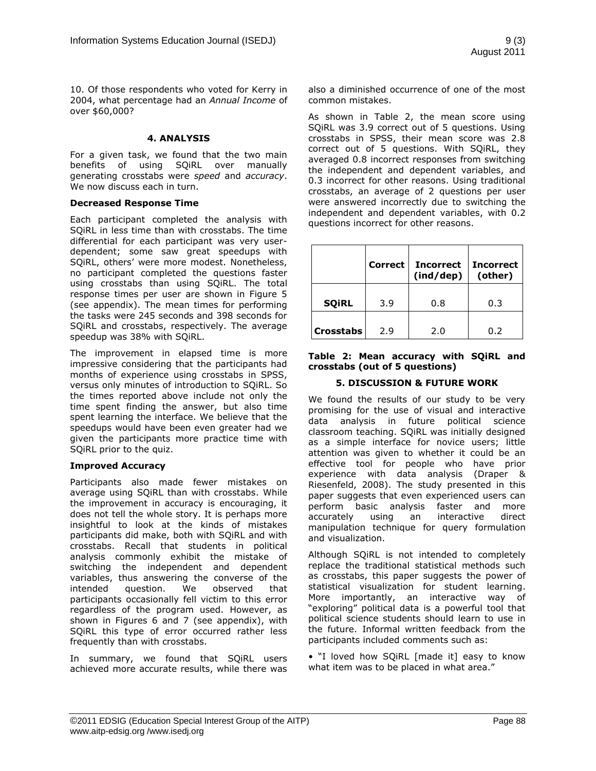10. Of those respondents who voted for Kerry in 2004, what percentage had an *Annual Income* of over $60,000?

## 4. ANALYSIS

For a given task, we found that the two main benefits of using SQiRL over manually generating crosstabs were *speed* and *accuracy*. We now discuss each in turn.

### Decreased Response Time

Each participant completed the analysis with SQiRL in less time than with crosstabs. The time differential for each participant was very user-dependent; some saw great speedups with SQiRL, others' were more modest. Nonetheless, no participant completed the questions faster using crosstabs than using SQiRL. The total response times per user are shown in Figure 5 (see appendix). The mean times for performing the tasks were 245 seconds and 398 seconds for SQiRL and crosstabs, respectively. The average speedup was 38% with SQiRL.

The improvement in elapsed time is more impressive considering that the participants had months of experience using crosstabs in SPSS, versus only minutes of introduction to SQiRL. So the times reported above include not only the time spent finding the answer, but also time spent learning the interface. We believe that the speedups would have been even greater had we given the participants more practice time with SQiRL prior to the quiz.

### Improved Accuracy

Participants also made fewer mistakes on average using SQiRL than with crosstabs. While the improvement in accuracy is encouraging, it does not tell the whole story. It is perhaps more insightful to look at the kinds of mistakes participants did make, both with SQiRL and with crosstabs. Recall that students in political analysis commonly exhibit the mistake of switching the independent and dependent variables, thus answering the converse of the intended question. We observed that participants occasionally fell victim to this error regardless of the program used. However, as shown in Figures 6 and 7 (see appendix), with SQiRL this type of error occurred rather less frequently than with crosstabs.

In summary, we found that SQiRL users achieved more accurate results, while there was also a diminished occurrence of one of the most common mistakes.

As shown in Table 2, the mean score using SQiRL was 3.9 correct out of 5 questions. Using crosstabs in SPSS, their mean score was 2.8 correct out of 5 questions. With SQiRL, they averaged 0.8 incorrect responses from switching the independent and dependent variables, and 0.3 incorrect for other reasons. Using traditional crosstabs, an average of 2 questions per user were answered incorrectly due to switching the independent and dependent variables, with 0.2 questions incorrect for other reasons.

| | Correct | Incorrect (ind/dep) | Incorrect (other) |
|---|---|---|---|
| **SQiRL** | 3.9 | 0.8 | 0.3 |
| **Crosstabs** | 2.9 | 2.0 | 0.2 |

**Table 2: Mean accuracy with SQiRL and crosstabs (out of 5 questions)**

## 5. DISCUSSION & FUTURE WORK

We found the results of our study to be very promising for the use of visual and interactive data analysis in future political science classroom teaching. SQiRL was initially designed as a simple interface for novice users; little attention was given to whether it could be an effective tool for people who have prior experience with data analysis (Draper & Riesenfeld, 2008). The study presented in this paper suggests that even experienced users can perform basic analysis faster and more accurately using an interactive direct manipulation technique for query formulation and visualization.

Although SQiRL is not intended to completely replace the traditional statistical methods such as crosstabs, this paper suggests the power of statistical visualization for student learning. More importantly, an interactive way of "exploring" political data is a powerful tool that political science students should learn to use in the future. Informal written feedback from the participants included comments such as:

- "I loved how SQiRL [made it] easy to know what item was to be placed in what area."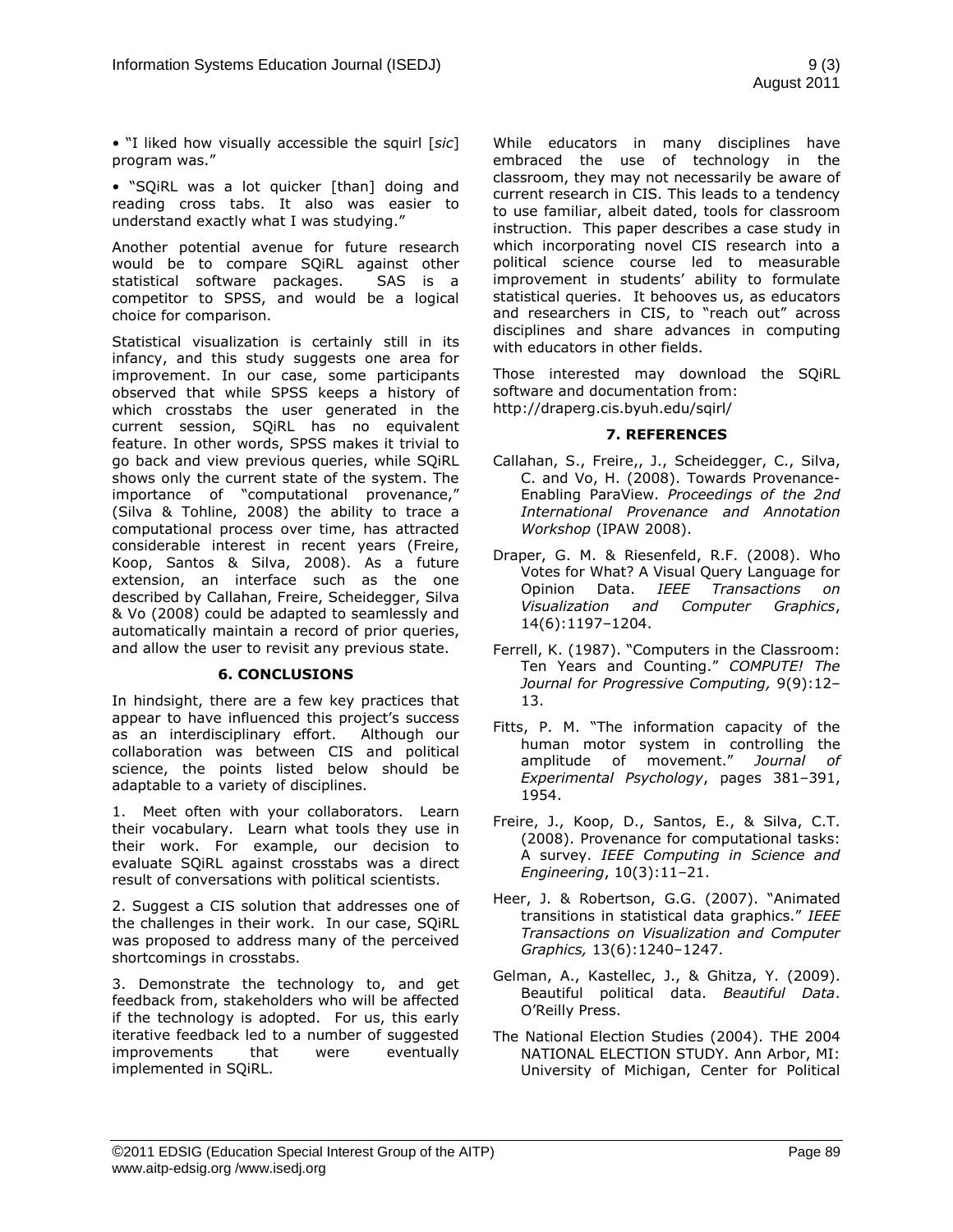• "I liked how visually accessible the squirl [*sic*] program was."

• "SQiRL was a lot quicker [than] doing and reading cross tabs. It also was easier to understand exactly what I was studying."

Another potential avenue for future research would be to compare SQiRL against other statistical software packages. SAS is a competitor to SPSS, and would be a logical choice for comparison.

Statistical visualization is certainly still in its infancy, and this study suggests one area for improvement. In our case, some participants observed that while SPSS keeps a history of which crosstabs the user generated in the current session, SQiRL has no equivalent feature. In other words, SPSS makes it trivial to go back and view previous queries, while SQiRL shows only the current state of the system. The importance of "computational provenance," (Silva & Tohline, 2008) the ability to trace a computational process over time, has attracted considerable interest in recent years (Freire, Koop, Santos & Silva, 2008). As a future extension, an interface such as the one described by Callahan, Freire, Scheidegger, Silva & Vo (2008) could be adapted to seamlessly and automatically maintain a record of prior queries, and allow the user to revisit any previous state.

## 6. CONCLUSIONS

In hindsight, there are a few key practices that appear to have influenced this project's success as an interdisciplinary effort. Although our collaboration was between CIS and political science, the points listed below should be adaptable to a variety of disciplines.

1. Meet often with your collaborators. Learn their vocabulary. Learn what tools they use in their work. For example, our decision to evaluate SQiRL against crosstabs was a direct result of conversations with political scientists.

2. Suggest a CIS solution that addresses one of the challenges in their work. In our case, SQiRL was proposed to address many of the perceived shortcomings in crosstabs.

3. Demonstrate the technology to, and get feedback from, stakeholders who will be affected if the technology is adopted. For us, this early iterative feedback led to a number of suggested improvements that were eventually implemented in SQiRL.

While educators in many disciplines have embraced the use of technology in the classroom, they may not necessarily be aware of current research in CIS. This leads to a tendency to use familiar, albeit dated, tools for classroom instruction. This paper describes a case study in which incorporating novel CIS research into a political science course led to measurable improvement in students' ability to formulate statistical queries. It behooves us, as educators and researchers in CIS, to "reach out" across disciplines and share advances in computing with educators in other fields.

Those interested may download the SQiRL software and documentation from:
http://draperg.cis.byuh.edu/sqirl/

## 7. REFERENCES

Callahan, S., Freire,, J., Scheidegger, C., Silva, C. and Vo, H. (2008). Towards Provenance-Enabling ParaView. *Proceedings of the 2nd International Provenance and Annotation Workshop* (IPAW 2008).

Draper, G. M. & Riesenfeld, R.F. (2008). Who Votes for What? A Visual Query Language for Opinion Data. *IEEE Transactions on Visualization and Computer Graphics*, 14(6):1197–1204.

Ferrell, K. (1987). "Computers in the Classroom: Ten Years and Counting." *COMPUTE! The Journal for Progressive Computing,* 9(9):12–13.

Fitts, P. M. "The information capacity of the human motor system in controlling the amplitude of movement." *Journal of Experimental Psychology*, pages 381–391, 1954.

Freire, J., Koop, D., Santos, E., & Silva, C.T. (2008). Provenance for computational tasks: A survey. *IEEE Computing in Science and Engineering*, 10(3):11–21.

Heer, J. & Robertson, G.G. (2007). "Animated transitions in statistical data graphics." *IEEE Transactions on Visualization and Computer Graphics,* 13(6):1240–1247.

Gelman, A., Kastellec, J., & Ghitza, Y. (2009). Beautiful political data. *Beautiful Data*. O'Reilly Press.

The National Election Studies (2004). THE 2004 NATIONAL ELECTION STUDY. Ann Arbor, MI: University of Michigan, Center for Political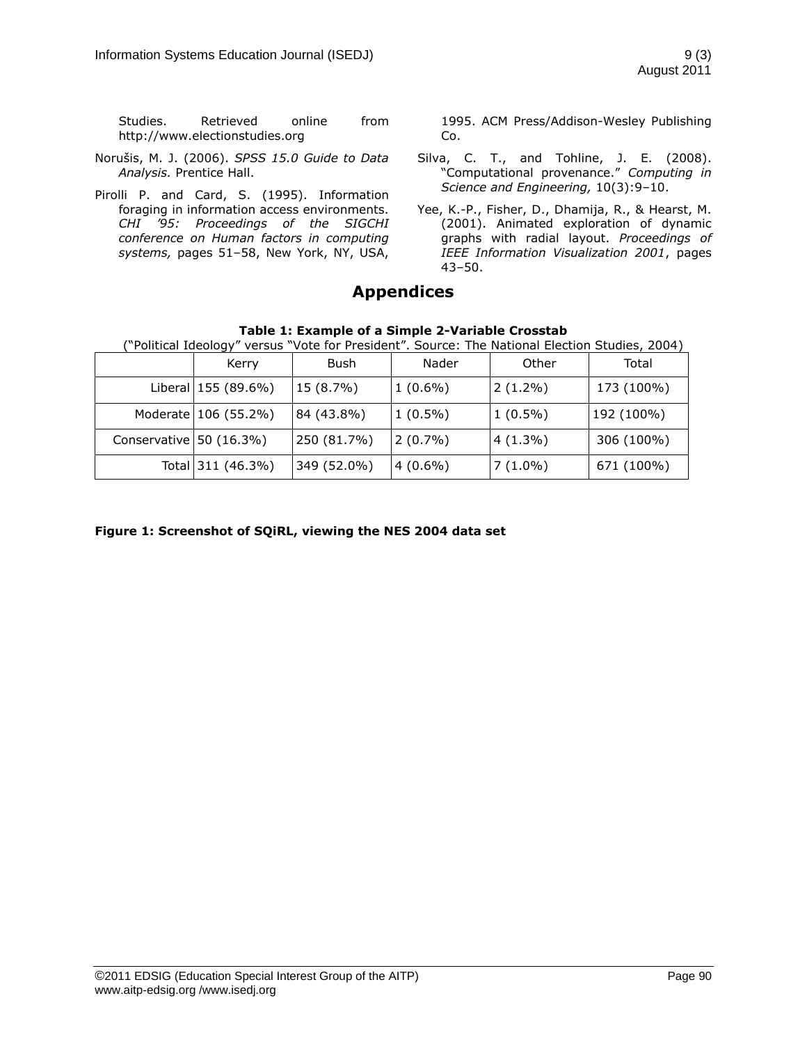Studies. Retrieved online from http://www.electionstudies.org

Norušis, M. J. (2006). *SPSS 15.0 Guide to Data Analysis.* Prentice Hall.

Pirolli P. and Card, S. (1995). Information foraging in information access environments. *CHI '95: Proceedings of the SIGCHI conference on Human factors in computing systems,* pages 51–58, New York, NY, USA, 1995. ACM Press/Addison-Wesley Publishing Co.

Silva, C. T., and Tohline, J. E. (2008). "Computational provenance." *Computing in Science and Engineering,* 10(3):9–10.

Yee, K.-P., Fisher, D., Dhamija, R., & Hearst, M. (2001). Animated exploration of dynamic graphs with radial layout. *Proceedings of IEEE Information Visualization 2001*, pages 43–50.

# Appendices

**Table 1: Example of a Simple 2-Variable Crosstab**

("Political Ideology" versus "Vote for President". Source: The National Election Studies, 2004)

| | Kerry | Bush | Nader | Other | Total |
|---|---|---|---|---|---|
| Liberal | 155 (89.6%) | 15 (8.7%) | 1 (0.6%) | 2 (1.2%) | 173 (100%) |
| Moderate | 106 (55.2%) | 84 (43.8%) | 1 (0.5%) | 1 (0.5%) | 192 (100%) |
| Conservative | 50 (16.3%) | 250 (81.7%) | 2 (0.7%) | 4 (1.3%) | 306 (100%) |
| Total | 311 (46.3%) | 349 (52.0%) | 4 (0.6%) | 7 (1.0%) | 671 (100%) |

**Figure 1: Screenshot of SQiRL, viewing the NES 2004 data set**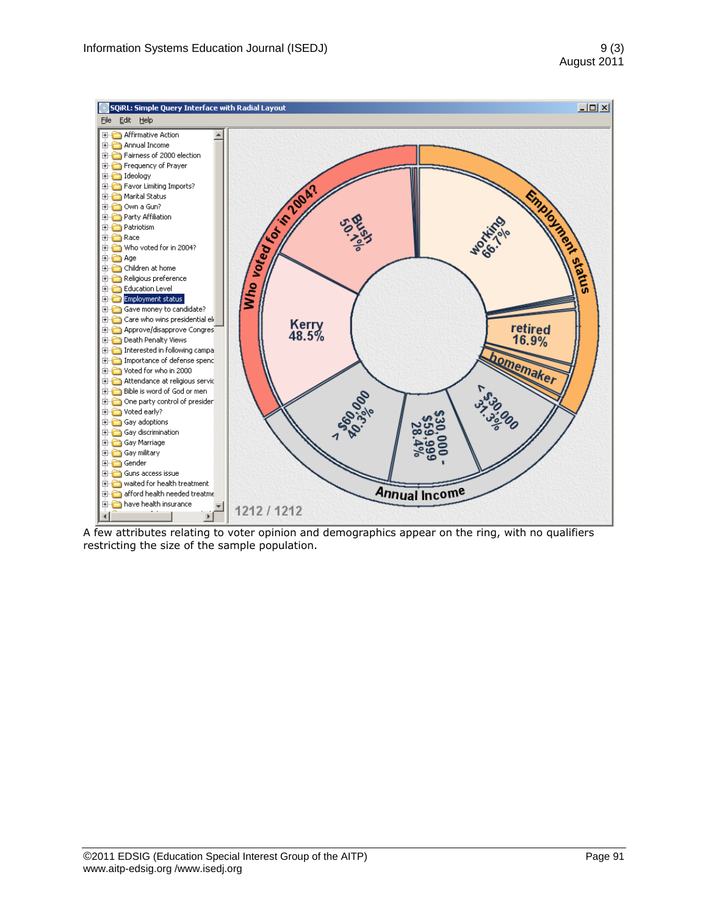A few attributes relating to voter opinion and demographics appear on the ring, with no qualifiers restricting the size of the sample population.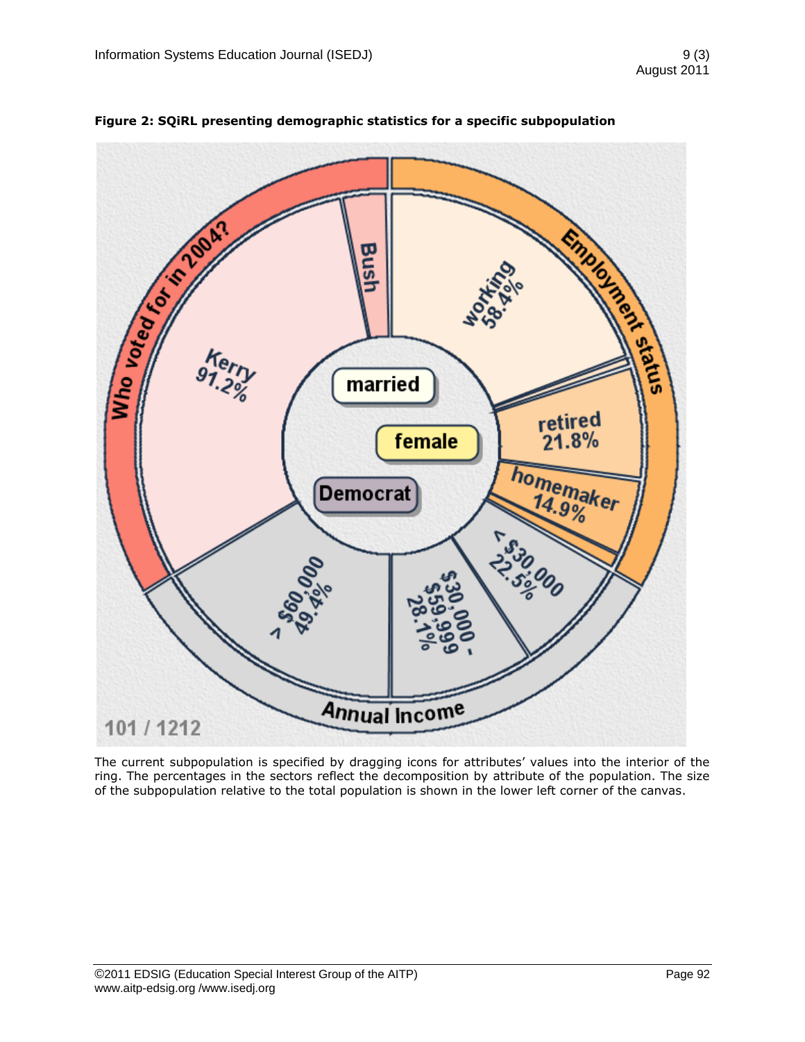**Figure 2: SQiRL presenting demographic statistics for a specific subpopulation**

The current subpopulation is specified by dragging icons for attributes' values into the interior of the ring. The percentages in the sectors reflect the decomposition by attribute of the population. The size of the subpopulation relative to the total population is shown in the lower left corner of the canvas.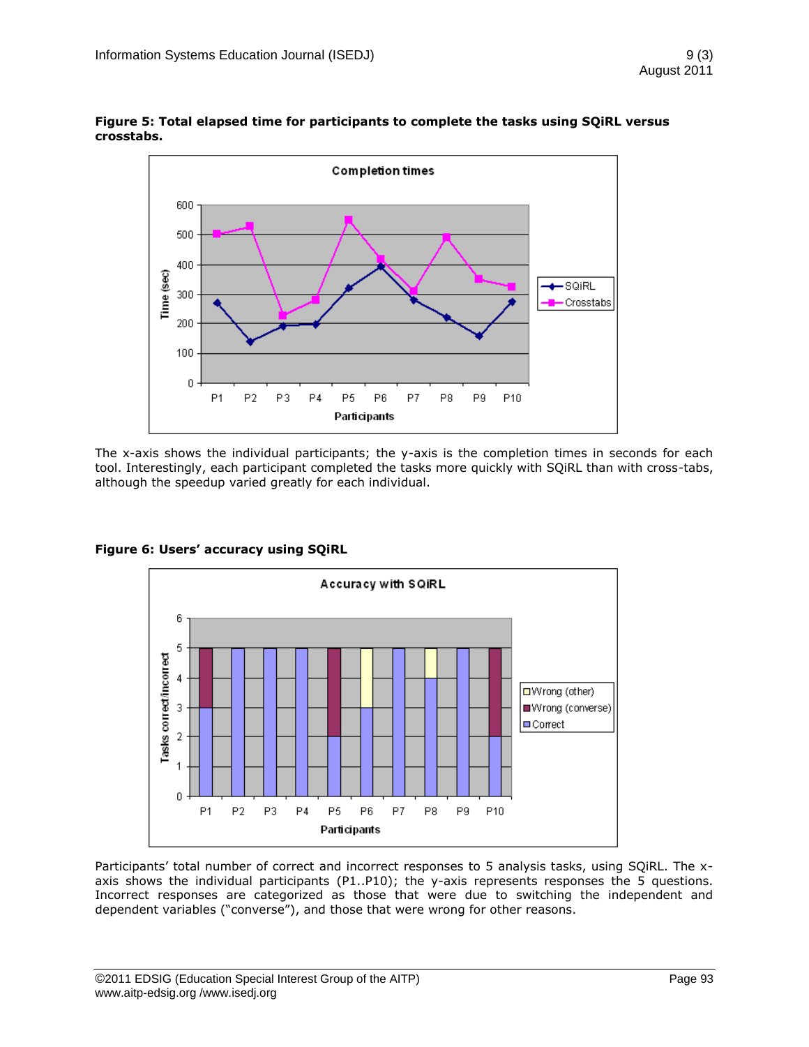**Figure 5: Total elapsed time for participants to complete the tasks using SQiRL versus crosstabs.**

The x-axis shows the individual participants; the y-axis is the completion times in seconds for each tool. Interestingly, each participant completed the tasks more quickly with SQiRL than with cross-tabs, although the speedup varied greatly for each individual.

**Figure 6: Users' accuracy using SQiRL**

Participants' total number of correct and incorrect responses to 5 analysis tasks, using SQiRL. The x-axis shows the individual participants (P1..P10); the y-axis represents responses the 5 questions. Incorrect responses are categorized as those that were due to switching the independent and dependent variables ("converse"), and those that were wrong for other reasons.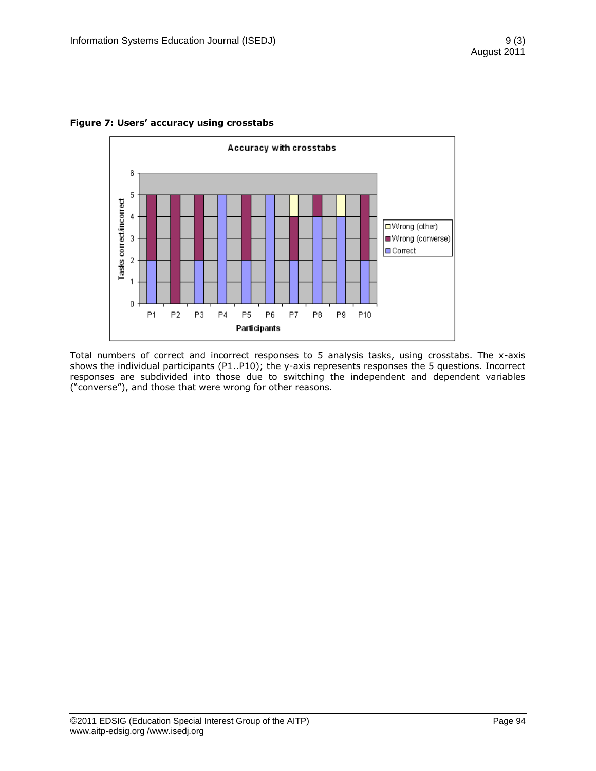**Figure 7: Users' accuracy using crosstabs**

Accuracy with crosstabs

Tasks correct/incorrect

6
5
4
3
2
1
0

P1 P2 P3 P4 P5 P6 P7 P8 P9 P10

Participants

Wrong (other)
Wrong (converse)
Correct

Total numbers of correct and incorrect responses to 5 analysis tasks, using crosstabs. The x-axis shows the individual participants (P1..P10); the y-axis represents responses the 5 questions. Incorrect responses are subdivided into those due to switching the independent and dependent variables ("converse"), and those that were wrong for other reasons.